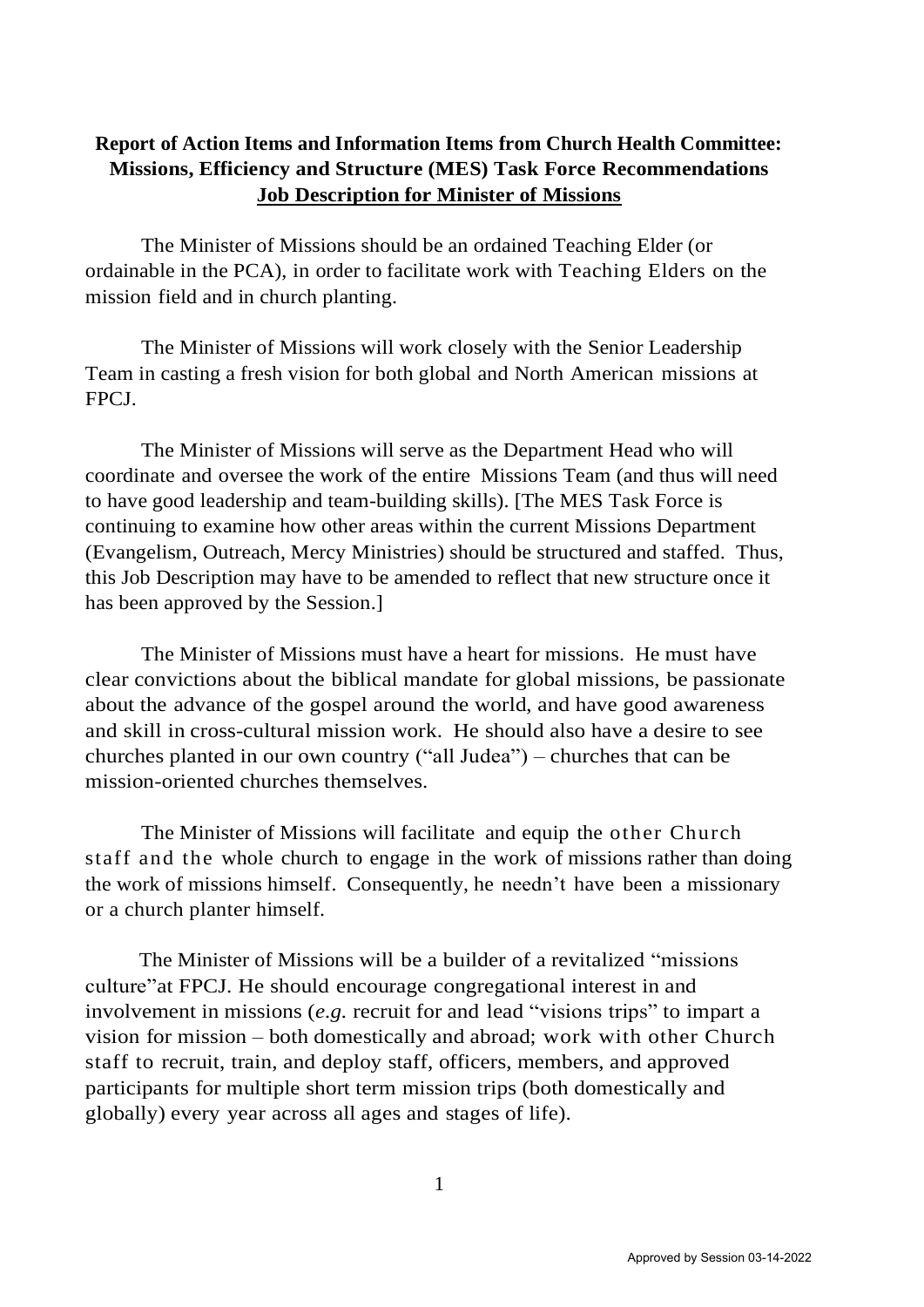**Report of Action Items and Information Items from Church Health Committee: Missions, Efficiency and Structure (MES) Task Force Recommendations**

**<u>Job Description for Minister of Missions</u>**

The Minister of Missions should be an ordained Teaching Elder (or ordainable in the PCA), in order to facilitate work with Teaching Elders on the mission field and in church planting.

The Minister of Missions will work closely with the Senior Leadership Team in casting a fresh vision for both global and North American missions at FPCJ.

The Minister of Missions will serve as the Department Head who will coordinate and oversee the work of the entire Missions Team (and thus will need to have good leadership and team-building skills). [The MES Task Force is continuing to examine how other areas within the current Missions Department (Evangelism, Outreach, Mercy Ministries) should be structured and staffed. Thus, this Job Description may have to be amended to reflect that new structure once it has been approved by the Session.]

The Minister of Missions must have a heart for missions. He must have clear convictions about the biblical mandate for global missions, be passionate about the advance of the gospel around the world, and have good awareness and skill in cross-cultural mission work. He should also have a desire to see churches planted in our own country ("all Judea") – churches that can be mission-oriented churches themselves.

The Minister of Missions will facilitate and equip the other Church staff and the whole church to engage in the work of missions rather than doing the work of missions himself. Consequently, he needn't have been a missionary or a church planter himself.

The Minister of Missions will be a builder of a revitalized "missions culture"at FPCJ. He should encourage congregational interest in and involvement in missions (*e.g.* recruit for and lead "visions trips" to impart a vision for mission – both domestically and abroad; work with other Church staff to recruit, train, and deploy staff, officers, members, and approved participants for multiple short term mission trips (both domestically and globally) every year across all ages and stages of life).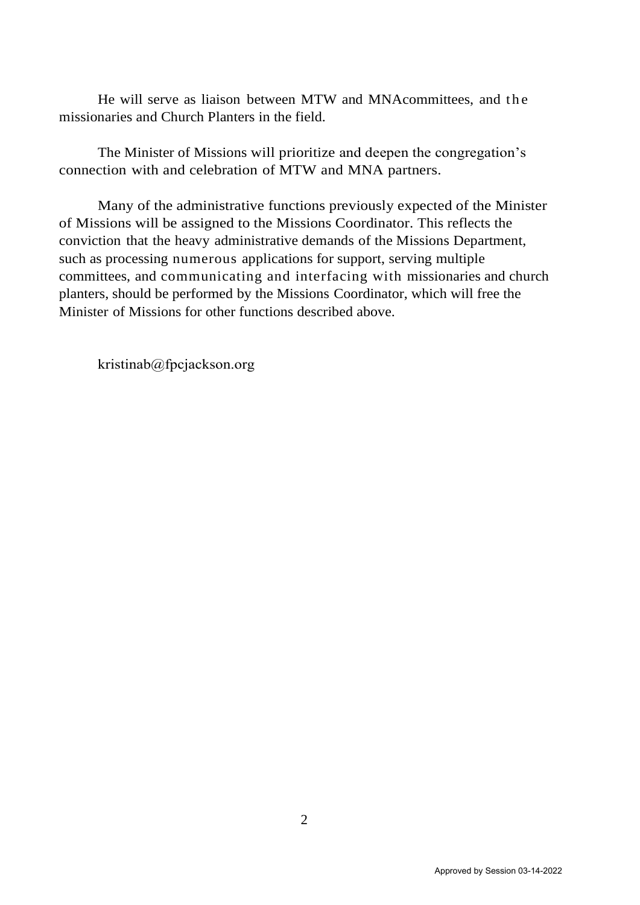He will serve as liaison between MTW and MNAcommittees, and the missionaries and Church Planters in the field.

The Minister of Missions will prioritize and deepen the congregation's connection with and celebration of MTW and MNA partners.

Many of the administrative functions previously expected of the Minister of Missions will be assigned to the Missions Coordinator. This reflects the conviction that the heavy administrative demands of the Missions Department, such as processing numerous applications for support, serving multiple committees, and communicating and interfacing with missionaries and church planters, should be performed by the Missions Coordinator, which will free the Minister of Missions for other functions described above.

kristinab@fpcjackson.org

Approved by Session 03-14-2022